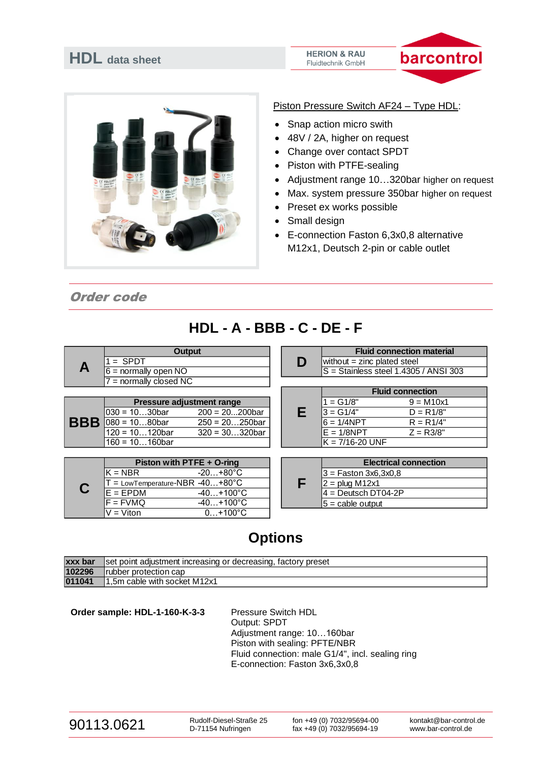# HDL data sheet

HERION & RAU
Fluidtechnik GmbH

barcontrol

Piston Pressure Switch AF24 – Type HDL:

- Snap action micro swith
- 48V / 2A, higher on request
- Change over contact SPDT
- Piston with PTFE-sealing
- Adjustment range 10…320bar higher on request
- Max. system pressure 350bar higher on request
- Preset ex works possible
- Small design
- E-connection Faston 6,3x0,8 alternative M12x1, Deutsch 2-pin or cable outlet

## Order code

### HDL - A - BBB - C - DE - F

| A | Output |
|---|---|
| | 1 = SPDT |
| | 6 = normally open NO |
| | 7 = normally closed NC |

| BBB | Pressure adjustment range | |
|---|---|---|
| | 030 = 10…30bar | 200 = 20...200bar |
| | 080 = 10…80bar | 250 = 20…250bar |
| | 120 = 10…120bar | 320 = 30…320bar |
| | 160 = 10…160bar | |

| C | Piston with PTFE + O-ring | |
|---|---|---|
| | K = NBR | -20…+80°C |
| | T = LowTemperature-NBR | -40…+80°C |
| | E = EPDM | -40…+100°C |
| | F = FVMQ | -40…+100°C |
| | V = Viton | 0…+100°C |

| D | Fluid connection material |
|---|---|
| | without = zinc plated steel |
| | S = Stainless steel 1.4305 / ANSI 303 |

| E | Fluid connection | |
|---|---|---|
| | 1 = G1/8" | 9 = M10x1 |
| | 3 = G1/4" | D = R1/8" |
| | 6 = 1/4NPT | R = R1/4" |
| | E = 1/8NPT | Z = R3/8" |
| | K = 7/16-20 UNF | |

| F | Electrical connection |
|---|---|
| | 3 = Faston 3x6,3x0,8 |
| | 2 = plug M12x1 |
| | 4 = Deutsch DT04-2P |
| | 5 = cable output |

## Options

| | |
|---|---|
| **xxx bar** | set point adjustment increasing or decreasing, factory preset |
| **102296** | rubber protection cap |
| **011041** | 1,5m cable with socket M12x1 |

**Order sample: HDL-1-160-K-3-3**

Pressure Switch HDL
Output: SPDT
Adjustment range: 10…160bar
Piston with sealing: PFTE/NBR
Fluid connection: male G1/4", incl. sealing ring
E-connection: Faston 3x6,3x0,8

90113.0621

Rudolf-Diesel-Straße 25
D-71154 Nufringen

fon +49 (0) 7032/95694-00
fax +49 (0) 7032/95694-19

kontakt@bar-control.de
www.bar-control.de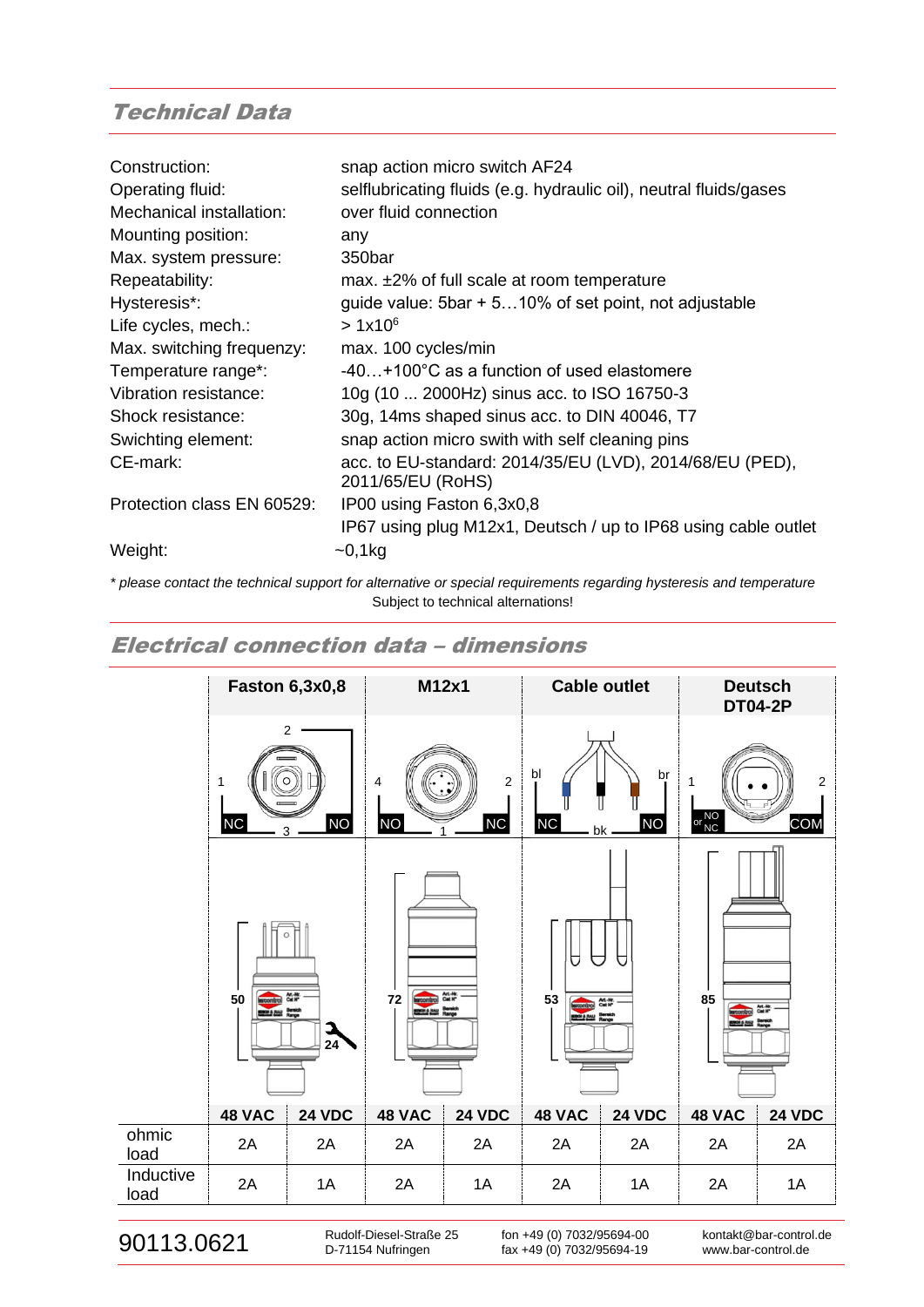## Technical Data

| | |
|---|---|
| Construction: | snap action micro switch AF24 |
| Operating fluid: | selflubricating fluids (e.g. hydraulic oil), neutral fluids/gases |
| Mechanical installation: | over fluid connection |
| Mounting position: | any |
| Max. system pressure: | 350bar |
| Repeatability: | max. ±2% of full scale at room temperature |
| Hysteresis*: | guide value: 5bar + 5…10% of set point, not adjustable |
| Life cycles, mech.: | > $1x10^6$ |
| Max. switching frequenzy: | max. 100 cycles/min |
| Temperature range*: | -40…+100°C as a function of used elastomere |
| Vibration resistance: | 10g (10 ... 2000Hz) sinus acc. to ISO 16750-3 |
| Shock resistance: | 30g, 14ms shaped sinus acc. to DIN 40046, T7 |
| Swichting element: | snap action micro swith with self cleaning pins |
| CE-mark: | acc. to EU-standard: 2014/35/EU (LVD), 2014/68/EU (PED), 2011/65/EU (RoHS) |
| Protection class EN 60529: | IP00 using Faston 6,3x0,8<br>IP67 using plug M12x1, Deutsch / up to IP68 using cable outlet |
| Weight: | ~0,1kg |

*\* please contact the technical support for alternative or special requirements regarding hysteresis and temperature*

Subject to technical alternations!

## Electrical connection data – dimensions

Faston 6,3x0,8: 1 NC, 2, 3, NO — 50 — 24

M12x1: 4 NO, 1, 2 NC — 72

Cable outlet: bl NC, bk, br NO — 53

Deutsch DT04-2P: 1 NO or NC, 2 COM — 85

| | Faston 6,3x0,8 | | M12x1 | | Cable outlet | | Deutsch DT04-2P | |
|---|---|---|---|---|---|---|---|---|
| | 48 VAC | 24 VDC | 48 VAC | 24 VDC | 48 VAC | 24 VDC | 48 VAC | 24 VDC |
| ohmic load | 2A | 2A | 2A | 2A | 2A | 2A | 2A | 2A |
| Inductive load | 2A | 1A | 2A | 1A | 2A | 1A | 2A | 1A |

90113.0621

Rudolf-Diesel-Straße 25
D-71154 Nufringen

fon +49 (0) 7032/95694-00
fax +49 (0) 7032/95694-19

kontakt@bar-control.de
www.bar-control.de